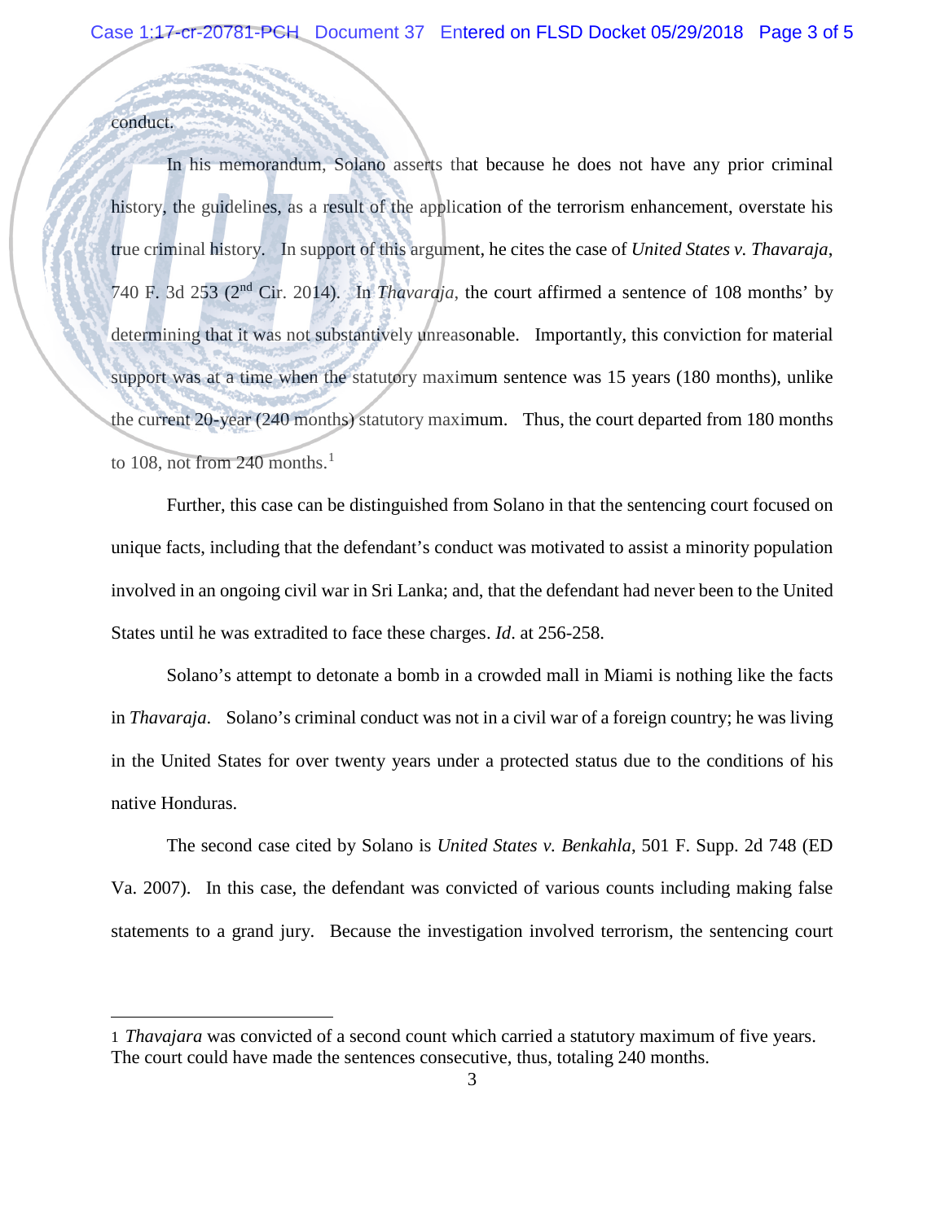conduct.

In his memorandum, Solano asserts that because he does not have any prior criminal history, the guidelines, as a result of the application of the terrorism enhancement, overstate his true criminal history. In support of this argument, he cites the case of *United States v. Thavaraja*, 740 F. 3d 253 (2nd Cir. 2014). In *Thavaraja*, the court affirmed a sentence of 108 months' by determining that it was not substantively unreasonable. Importantly, this conviction for material support was at a time when the statutory maximum sentence was 15 years (180 months), unlike the current 20-year (240 months) statutory maximum. Thus, the court departed from 180 months to 108, not from 240 months.[1]

Further, this case can be distinguished from Solano in that the sentencing court focused on unique facts, including that the defendant's conduct was motivated to assist a minority population involved in an ongoing civil war in Sri Lanka; and, that the defendant had never been to the United States until he was extradited to face these charges. *Id*. at 256-258.

Solano's attempt to detonate a bomb in a crowded mall in Miami is nothing like the facts in *Thavaraja*. Solano's criminal conduct was not in a civil war of a foreign country; he was living in the United States for over twenty years under a protected status due to the conditions of his native Honduras.

The second case cited by Solano is *United States v. Benkahla*, 501 F. Supp. 2d 748 (ED Va. 2007). In this case, the defendant was convicted of various counts including making false statements to a grand jury. Because the investigation involved terrorism, the sentencing court

---

1 *Thavajara* was convicted of a second count which carried a statutory maximum of five years. The court could have made the sentences consecutive, thus, totaling 240 months.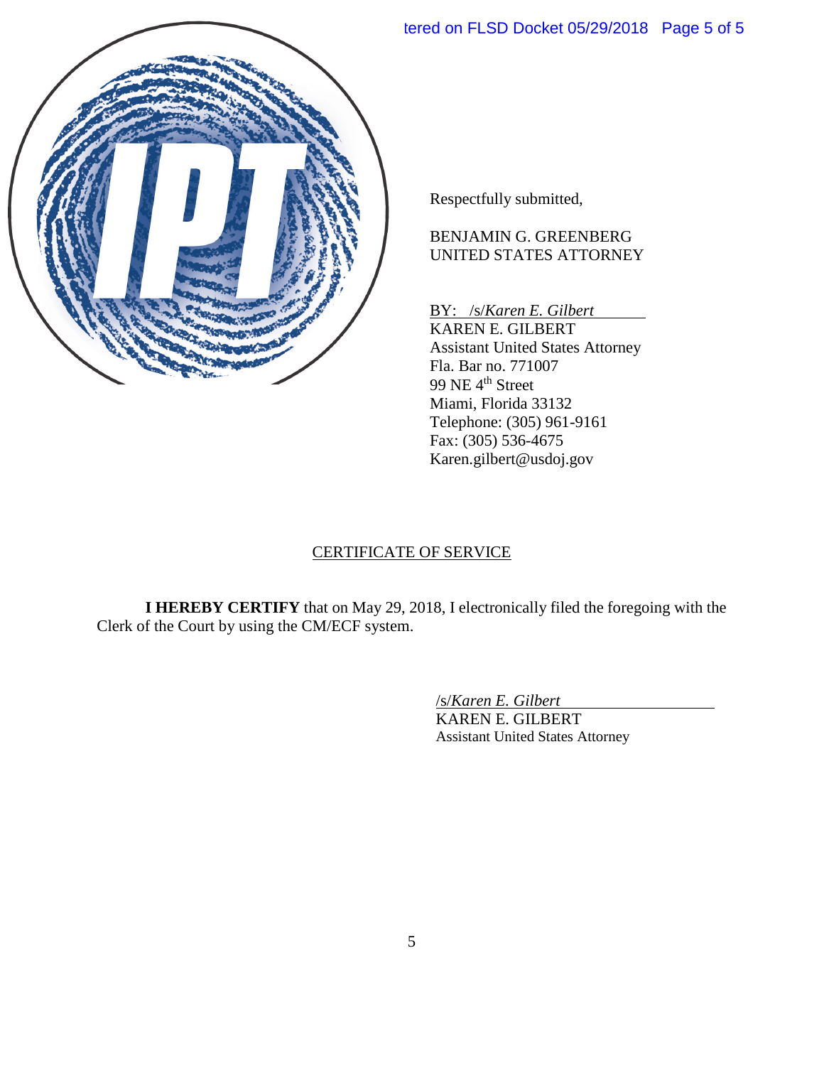Respectfully submitted,

BENJAMIN G. GREENBERG
UNITED STATES ATTORNEY

BY: /s/*Karen E. Gilbert*
KAREN E. GILBERT
Assistant United States Attorney
Fla. Bar no. 771007
99 NE 4th Street
Miami, Florida 33132
Telephone: (305) 961-9161
Fax: (305) 536-4675
Karen.gilbert@usdoj.gov

CERTIFICATE OF SERVICE

**I HEREBY CERTIFY** that on May 29, 2018, I electronically filed the foregoing with the Clerk of the Court by using the CM/ECF system.

/s/*Karen E. Gilbert*
KAREN E. GILBERT
Assistant United States Attorney